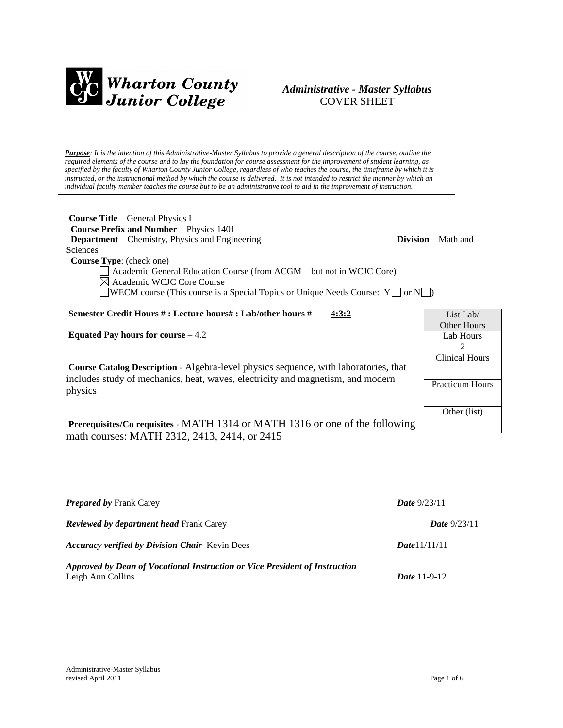**Wharton County Junior College**

## *Administrative - Master Syllabus*
COVER SHEET

***Purpose**: It is the intention of this Administrative-Master Syllabus to provide a general description of the course, outline the required elements of the course and to lay the foundation for course assessment for the improvement of student learning, as specified by the faculty of Wharton County Junior College, regardless of who teaches the course, the timeframe by which it is instructed, or the instructional method by which the course is delivered. It is not intended to restrict the manner by which an individual faculty member teaches the course but to be an administrative tool to aid in the improvement of instruction.*

**Course Title** – General Physics I
**Course Prefix and Number** – Physics 1401
**Department** – Chemistry, Physics and Engineering **Division** – Math and Sciences
**Course Type**: (check one)

- ☐ Academic General Education Course (from ACGM – but not in WCJC Core)
- ☒ Academic WCJC Core Course
- ☐ WECM course (This course is a Special Topics or Unique Needs Course: Y☐ or N☐)

**Semester Credit Hours # : Lecture hours# : Lab/other hours #** 4:3:2

**Equated Pay hours for course** – 4.2

| List Lab/ Other Hours |
|---|
| Lab Hours 2 |
| Clinical Hours |
| Practicum Hours |
| Other (list) |

**Course Catalog Description** - Algebra-level physics sequence, with laboratories, that includes study of mechanics, heat, waves, electricity and magnetism, and modern physics

**Prerequisites/Co requisites** - MATH 1314 or MATH 1316 or one of the following math courses: MATH 2312, 2413, 2414, or 2415

***Prepared by*** Frank Carey ***Date*** 9/23/11

***Reviewed by department head*** Frank Carey ***Date*** 9/23/11

***Accuracy verified by Division Chair*** Kevin Dees ***Date***11/11/11

***Approved by Dean of Vocational Instruction or Vice President of Instruction***
Leigh Ann Collins ***Date*** 11-9-12

Administrative-Master Syllabus
revised April 2011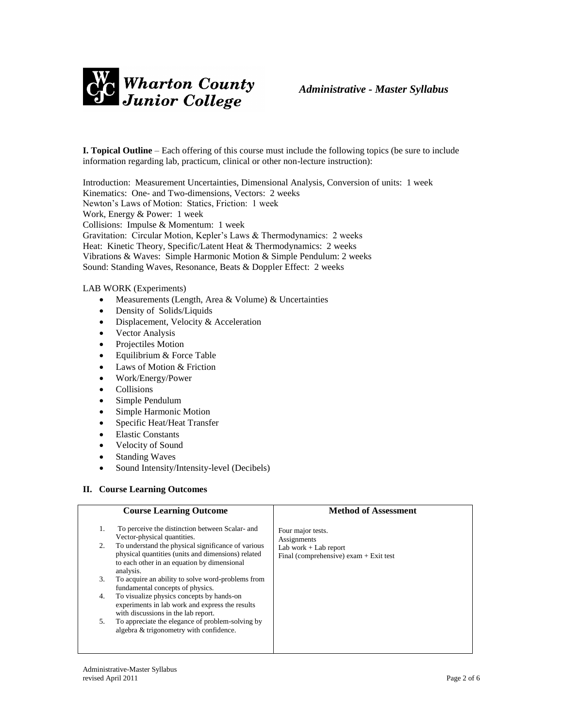**I. Topical Outline** – Each offering of this course must include the following topics (be sure to include information regarding lab, practicum, clinical or other non-lecture instruction):

Introduction: Measurement Uncertainties, Dimensional Analysis, Conversion of units: 1 week
Kinematics: One- and Two-dimensions, Vectors: 2 weeks
Newton's Laws of Motion: Statics, Friction: 1 week
Work, Energy & Power: 1 week
Collisions: Impulse & Momentum: 1 week
Gravitation: Circular Motion, Kepler's Laws & Thermodynamics: 2 weeks
Heat: Kinetic Theory, Specific/Latent Heat & Thermodynamics: 2 weeks
Vibrations & Waves: Simple Harmonic Motion & Simple Pendulum: 2 weeks
Sound: Standing Waves, Resonance, Beats & Doppler Effect: 2 weeks

LAB WORK (Experiments)

- Measurements (Length, Area & Volume) & Uncertainties
- Density of Solids/Liquids
- Displacement, Velocity & Acceleration
- Vector Analysis
- Projectiles Motion
- Equilibrium & Force Table
- Laws of Motion & Friction
- Work/Energy/Power
- Collisions
- Simple Pendulum
- Simple Harmonic Motion
- Specific Heat/Heat Transfer
- Elastic Constants
- Velocity of Sound
- Standing Waves
- Sound Intensity/Intensity-level (Decibels)

## II. Course Learning Outcomes

| Course Learning Outcome | Method of Assessment |
|---|---|
| 1. To perceive the distinction between Scalar- and Vector-physical quantities.<br>2. To understand the physical significance of various physical quantities (units and dimensions) related to each other in an equation by dimensional analysis.<br>3. To acquire an ability to solve word-problems from fundamental concepts of physics.<br>4. To visualize physics concepts by hands-on experiments in lab work and express the results with discussions in the lab report.<br>5. To appreciate the elegance of problem-solving by algebra & trigonometry with confidence. | Four major tests.<br>Assignments<br>Lab work + Lab report<br>Final (comprehensive) exam + Exit test |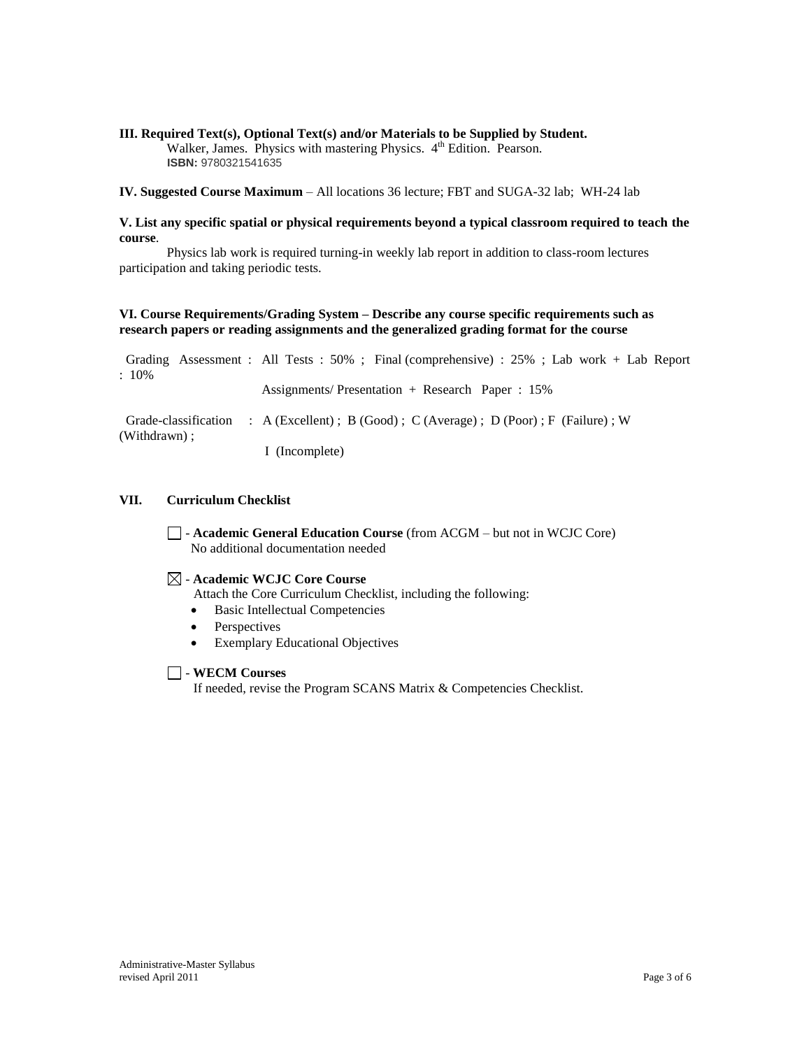**III. Required Text(s), Optional Text(s) and/or Materials to be Supplied by Student.**

Walker, James. Physics with mastering Physics. 4th Edition. Pearson.
**ISBN:** 9780321541635

**IV. Suggested Course Maximum** – All locations 36 lecture; FBT and SUGA-32 lab; WH-24 lab

**V. List any specific spatial or physical requirements beyond a typical classroom required to teach the course**.

Physics lab work is required turning-in weekly lab report in addition to class-room lectures participation and taking periodic tests.

**VI. Course Requirements/Grading System – Describe any course specific requirements such as research papers or reading assignments and the generalized grading format for the course**

Grading Assessment : All Tests : 50% ; Final (comprehensive) : 25% ; Lab work + Lab Report : 10%

Assignments/ Presentation + Research Paper : 15%

Grade-classification : A (Excellent) ; B (Good) ; C (Average) ; D (Poor) ; F (Failure) ; W (Withdrawn) ;

I (Incomplete)

**VII. Curriculum Checklist**

☐ - **Academic General Education Course** (from ACGM – but not in WCJC Core)
No additional documentation needed

☒ - **Academic WCJC Core Course**
Attach the Core Curriculum Checklist, including the following:

- Basic Intellectual Competencies
- Perspectives
- Exemplary Educational Objectives

☐ - **WECM Courses**
If needed, revise the Program SCANS Matrix & Competencies Checklist.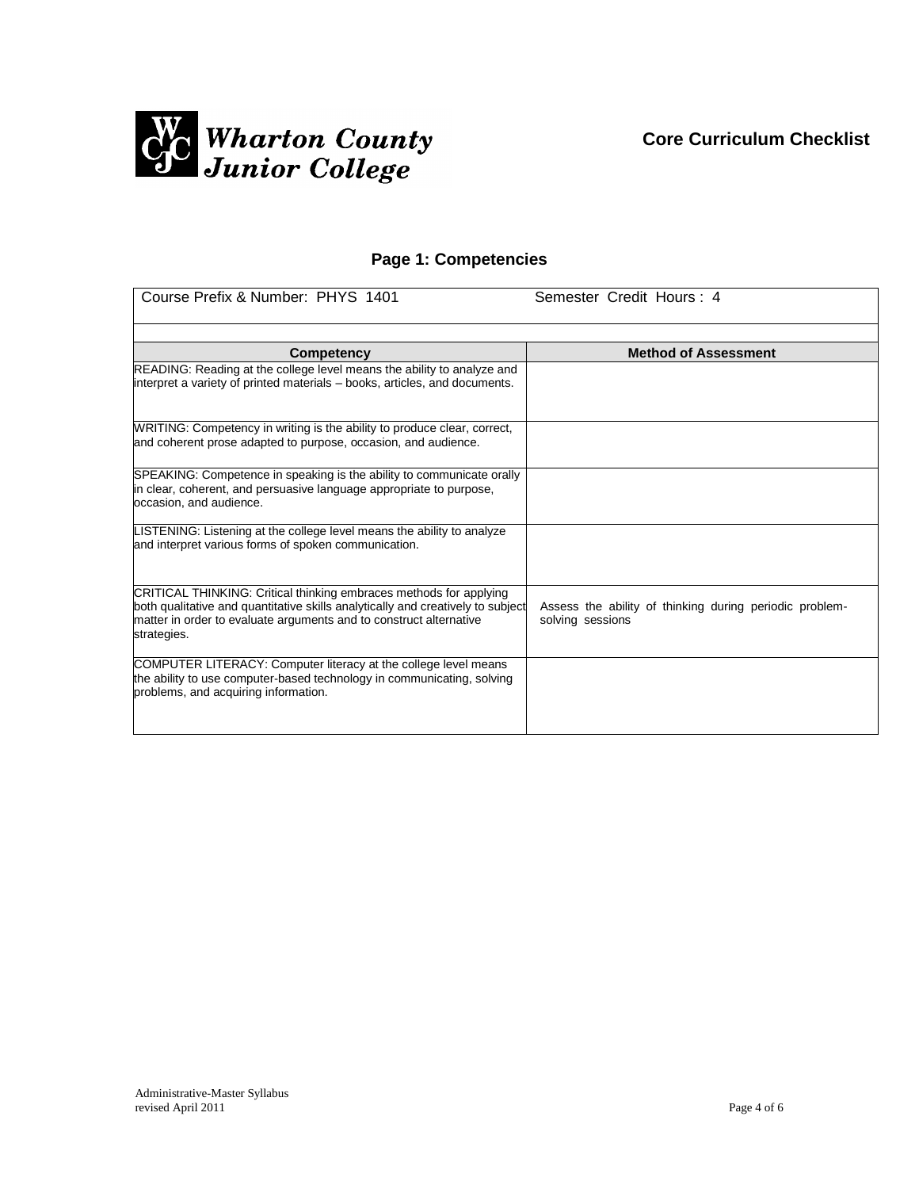**Wharton County Junior College**

**Core Curriculum Checklist**

## Page 1: Competencies

Course Prefix & Number: PHYS 1401 Semester Credit Hours : 4

| Competency | Method of Assessment |
|---|---|
| READING: Reading at the college level means the ability to analyze and interpret a variety of printed materials – books, articles, and documents. | |
| WRITING: Competency in writing is the ability to produce clear, correct, and coherent prose adapted to purpose, occasion, and audience. | |
| SPEAKING: Competence in speaking is the ability to communicate orally in clear, coherent, and persuasive language appropriate to purpose, occasion, and audience. | |
| LISTENING: Listening at the college level means the ability to analyze and interpret various forms of spoken communication. | |
| CRITICAL THINKING: Critical thinking embraces methods for applying both qualitative and quantitative skills analytically and creatively to subject matter in order to evaluate arguments and to construct alternative strategies. | Assess the ability of thinking during periodic problem-solving sessions |
| COMPUTER LITERACY: Computer literacy at the college level means the ability to use computer-based technology in communicating, solving problems, and acquiring information. | |

Administrative-Master Syllabus
revised April 2011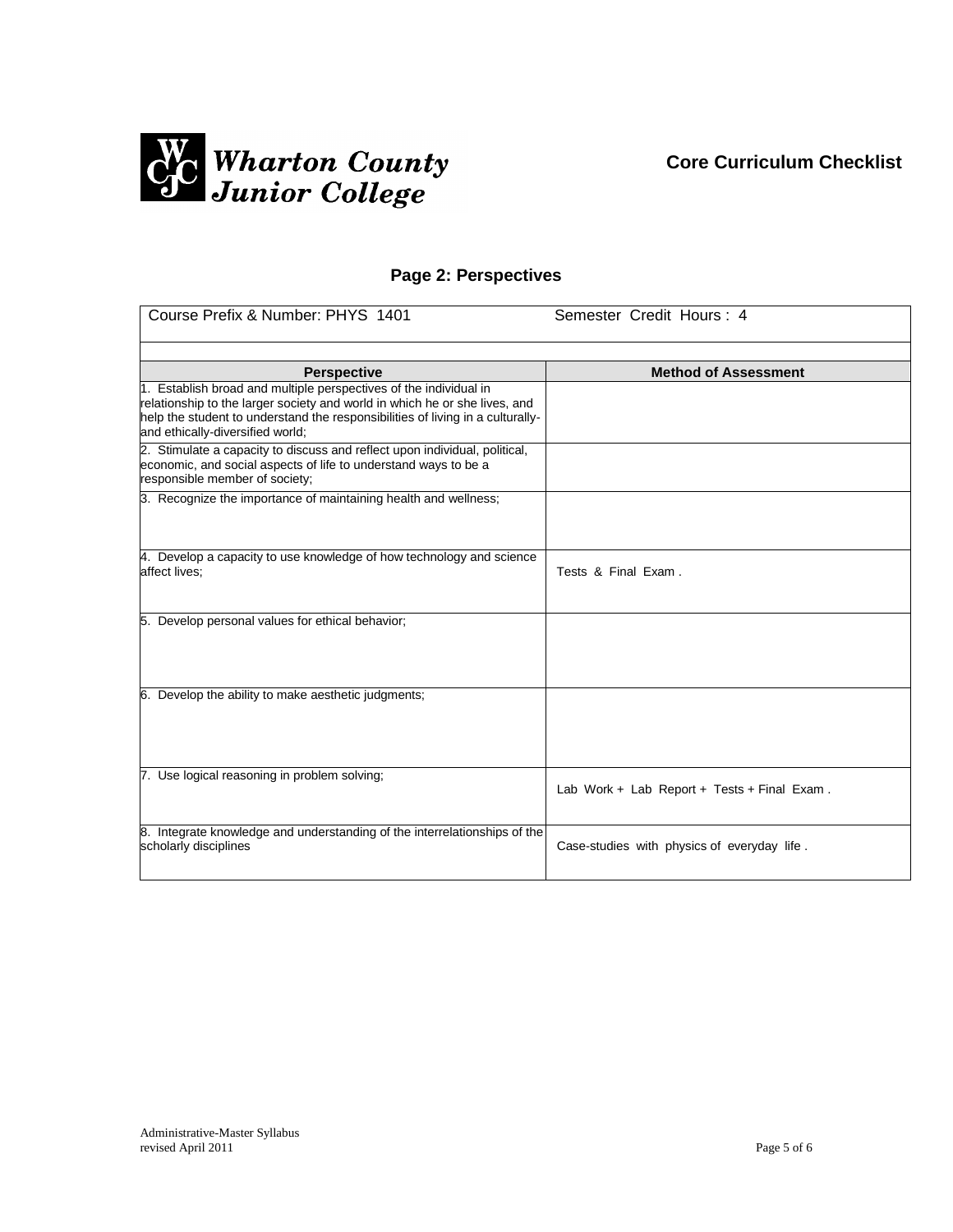Wharton County Junior College

**Core Curriculum Checklist**

## Page 2: Perspectives

| Course Prefix & Number: PHYS 1401 | Semester Credit Hours : 4 |
|---|---|
| | |
| **Perspective** | **Method of Assessment** |
| 1. Establish broad and multiple perspectives of the individual in relationship to the larger society and world in which he or she lives, and help the student to understand the responsibilities of living in a culturally- and ethically-diversified world; | |
| 2. Stimulate a capacity to discuss and reflect upon individual, political, economic, and social aspects of life to understand ways to be a responsible member of society; | |
| 3. Recognize the importance of maintaining health and wellness; | |
| 4. Develop a capacity to use knowledge of how technology and science affect lives; | Tests & Final Exam . |
| 5. Develop personal values for ethical behavior; | |
| 6. Develop the ability to make aesthetic judgments; | |
| 7. Use logical reasoning in problem solving; | Lab Work + Lab Report + Tests + Final Exam . |
| 8. Integrate knowledge and understanding of the interrelationships of the scholarly disciplines | Case-studies with physics of everyday life . |

Administrative-Master Syllabus
revised April 2011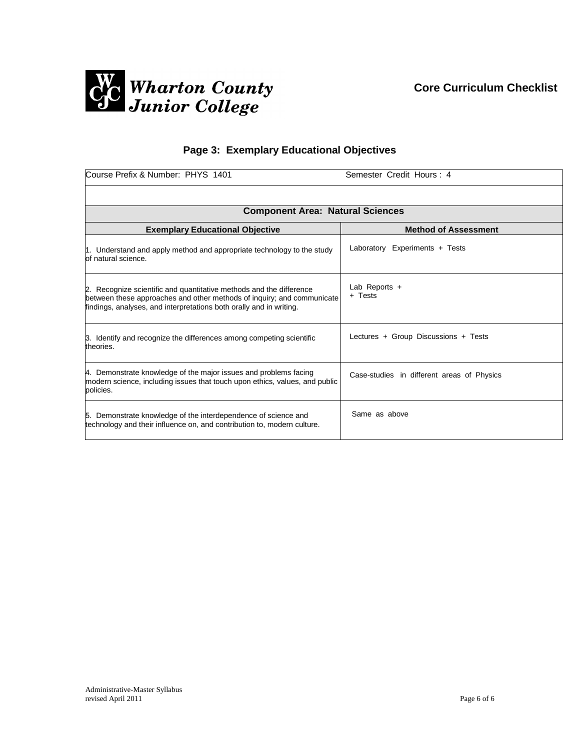Wharton County Junior College

**Core Curriculum Checklist**

## Page 3: Exemplary Educational Objectives

| Course Prefix & Number: PHYS 1401 | Semester Credit Hours : 4 |
| --- | --- |
| | |
| **Component Area: Natural Sciences** | |
| **Exemplary Educational Objective** | **Method of Assessment** |
| 1. Understand and apply method and appropriate technology to the study of natural science. | Laboratory Experiments + Tests |
| 2. Recognize scientific and quantitative methods and the difference between these approaches and other methods of inquiry; and communicate findings, analyses, and interpretations both orally and in writing. | Lab Reports + + Tests |
| 3. Identify and recognize the differences among competing scientific theories. | Lectures + Group Discussions + Tests |
| 4. Demonstrate knowledge of the major issues and problems facing modern science, including issues that touch upon ethics, values, and public policies. | Case-studies in different areas of Physics |
| 5. Demonstrate knowledge of the interdependence of science and technology and their influence on, and contribution to, modern culture. | Same as above |

Administrative-Master Syllabus
revised April 2011